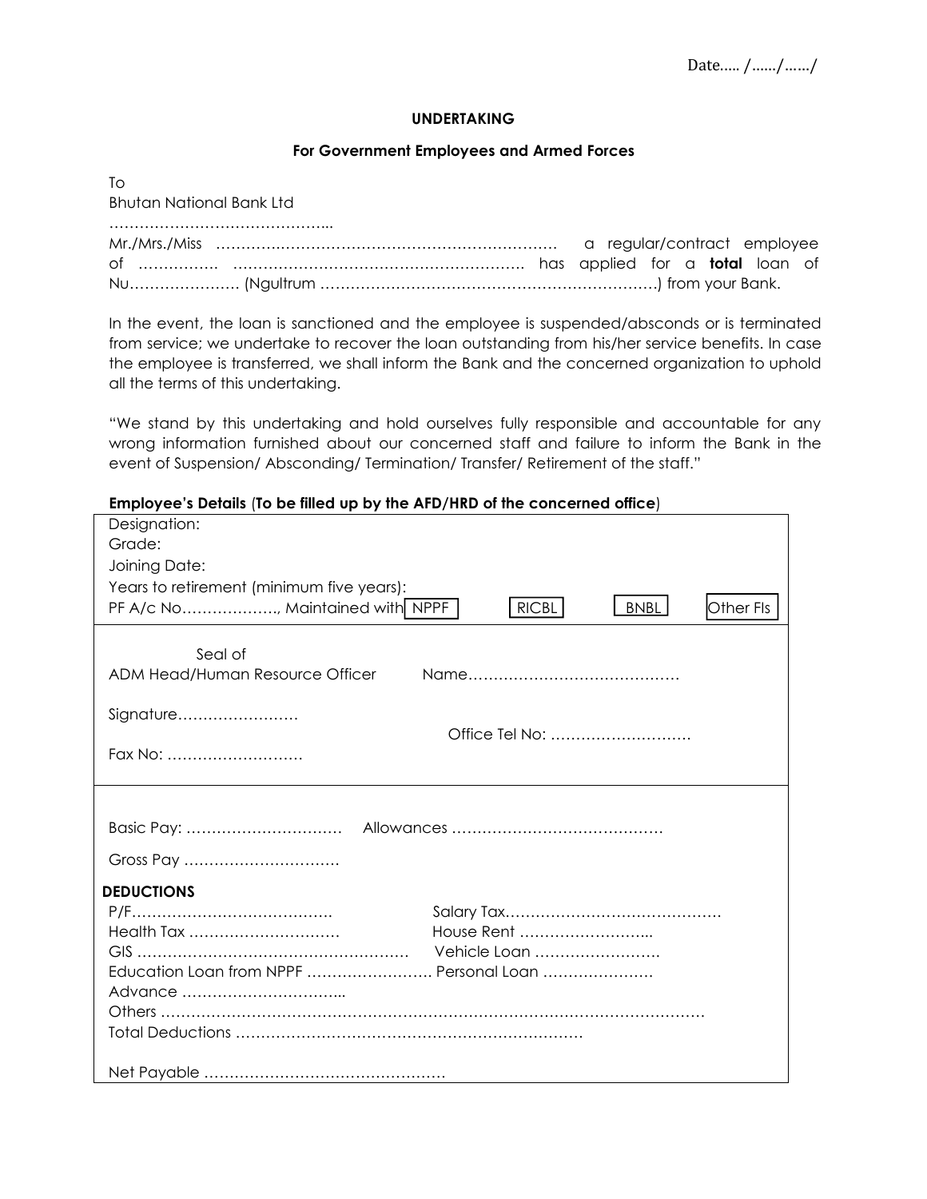Date….. /……/……/

**UNDERTAKING**

**For Government Employees and Armed Forces**

To
Bhutan National Bank Ltd
……………………………………...

Mr./Mrs./Miss ……………………………………………………………. a regular/contract employee of ……………. ……………………………………………………. has applied for a **total** loan of Nu…………………. (Ngultrum ………………………………………………………….) from your Bank.

In the event, the loan is sanctioned and the employee is suspended/absconds or is terminated from service; we undertake to recover the loan outstanding from his/her service benefits. In case the employee is transferred, we shall inform the Bank and the concerned organization to uphold all the terms of this undertaking.

"We stand by this undertaking and hold ourselves fully responsible and accountable for any wrong information furnished about our concerned staff and failure to inform the Bank in the event of Suspension/ Absconding/ Termination/ Transfer/ Retirement of the staff."

**Employee's Details** (**To be filled up by the AFD/HRD of the concerned office**)

Designation:
Grade:
Joining Date:
Years to retirement (minimum five years):
PF A/c No………………., Maintained with NPPF ☐ RICBL ☐ BNBL ☐ Other FIs ☐

Seal of
ADM Head/Human Resource Officer Name……………………………………

Signature……………………

Office Tel No: ………………………

Fax No: ………………………

Basic Pay: ………………………… Allowances ……………………………………

Gross Pay …………………………

**DEDUCTIONS**

P/F…………………………………. Salary Tax……………………………………

Health Tax ………………………… House Rent ……………………...

GIS ……………………………………………… Vehicle Loan …………………….

Education Loan from NPPF ……………………. Personal Loan ………………….

Advance …………………………...

Others ………………………………………………………………………………………………

Total Deductions ……………………………………………………………

Net Payable …………………………………………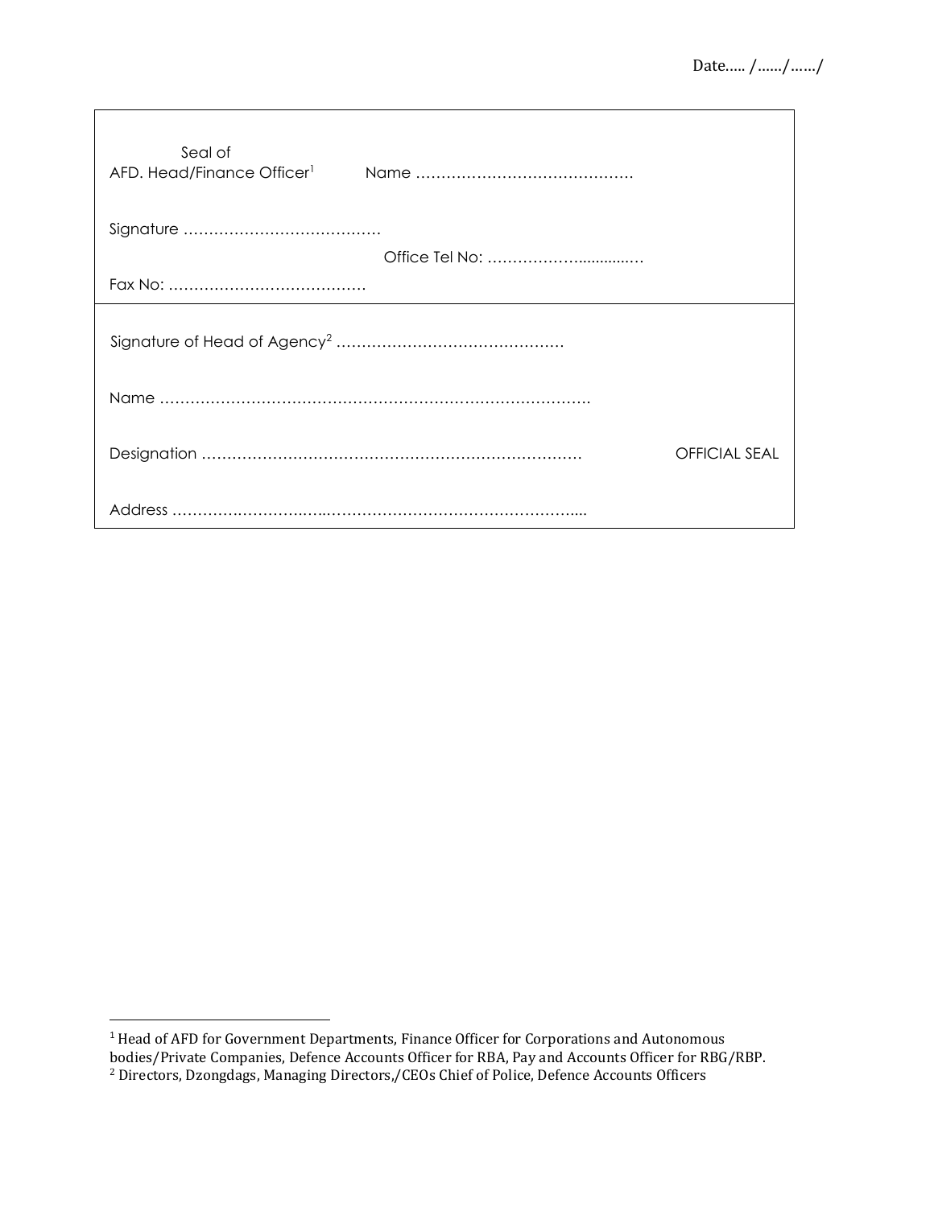Date….. /……/……/

Seal of
AFD. Head/Finance Officer[1]    Name ……………………………………

Signature …………………………………

Office Tel No: ……………….............…

Fax No: …………………………………

Signature of Head of Agency[2] ………………………………………

Name ………………………………………………………………………….

Designation ………………………………………………………………    OFFICIAL SEAL

Address ………………………..…………………………………………...

---

[1] Head of AFD for Government Departments, Finance Officer for Corporations and Autonomous bodies/Private Companies, Defence Accounts Officer for RBA, Pay and Accounts Officer for RBG/RBP.
[2] Directors, Dzongdags, Managing Directors,/CEOs Chief of Police, Defence Accounts Officers